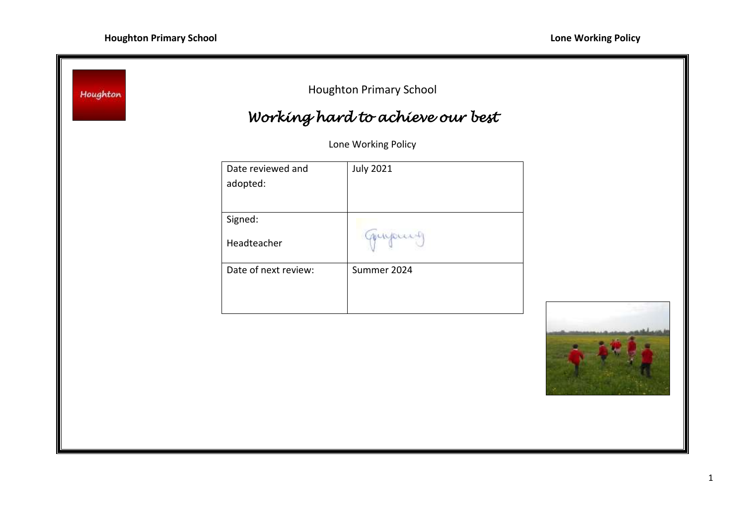Houghton Primary School

# *Working hard to achieve our best*

Lone Working Policy

| Date reviewed and adopted: | July 2021 |
| --- | --- |
| Signed: Headteacher | |
| Date of next review: | Summer 2024 |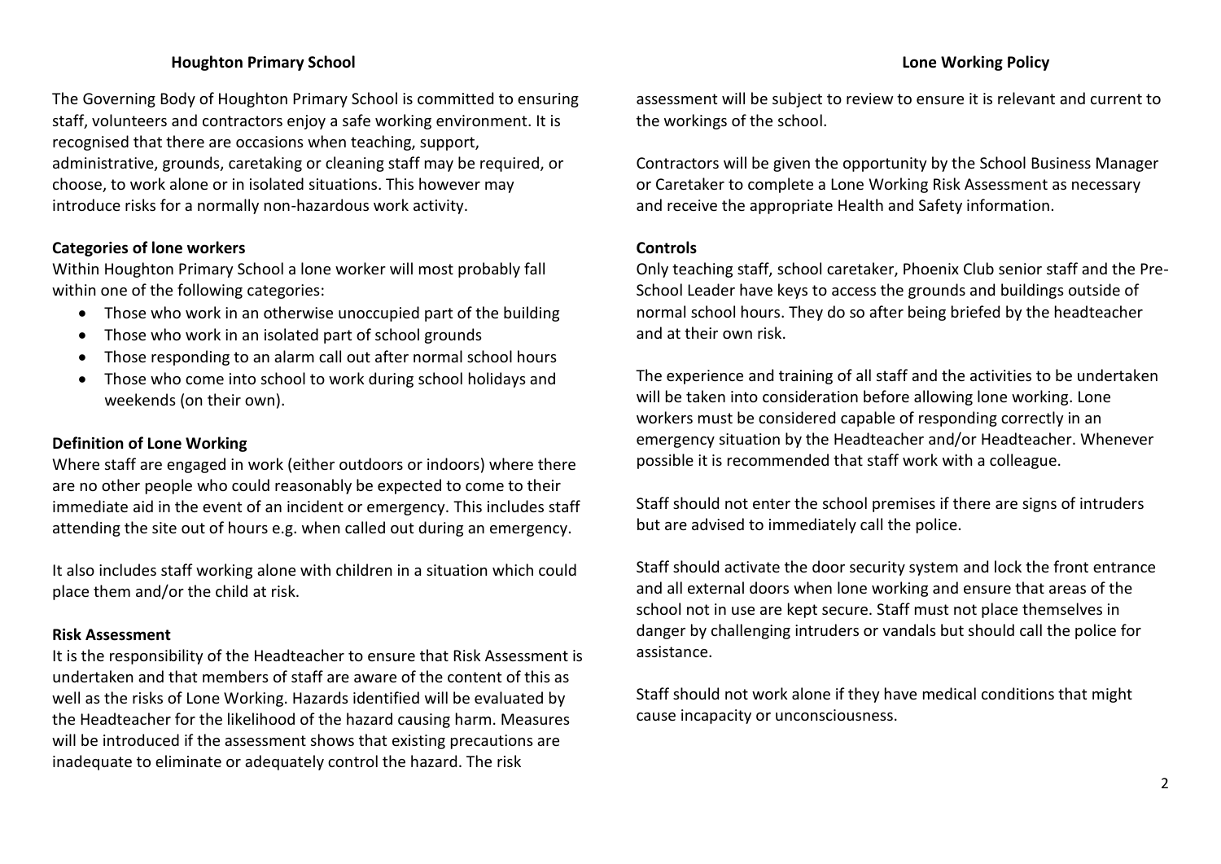The Governing Body of Houghton Primary School is committed to ensuring staff, volunteers and contractors enjoy a safe working environment. It is recognised that there are occasions when teaching, support, administrative, grounds, caretaking or cleaning staff may be required, or choose, to work alone or in isolated situations. This however may introduce risks for a normally non-hazardous work activity.

**Categories of lone workers**

Within Houghton Primary School a lone worker will most probably fall within one of the following categories:

- Those who work in an otherwise unoccupied part of the building
- Those who work in an isolated part of school grounds
- Those responding to an alarm call out after normal school hours
- Those who come into school to work during school holidays and weekends (on their own).

**Definition of Lone Working**

Where staff are engaged in work (either outdoors or indoors) where there are no other people who could reasonably be expected to come to their immediate aid in the event of an incident or emergency. This includes staff attending the site out of hours e.g. when called out during an emergency.

It also includes staff working alone with children in a situation which could place them and/or the child at risk.

**Risk Assessment**

It is the responsibility of the Headteacher to ensure that Risk Assessment is undertaken and that members of staff are aware of the content of this as well as the risks of Lone Working. Hazards identified will be evaluated by the Headteacher for the likelihood of the hazard causing harm. Measures will be introduced if the assessment shows that existing precautions are inadequate to eliminate or adequately control the hazard. The risk assessment will be subject to review to ensure it is relevant and current to the workings of the school.

Contractors will be given the opportunity by the School Business Manager or Caretaker to complete a Lone Working Risk Assessment as necessary and receive the appropriate Health and Safety information.

**Controls**

Only teaching staff, school caretaker, Phoenix Club senior staff and the Pre-School Leader have keys to access the grounds and buildings outside of normal school hours. They do so after being briefed by the headteacher and at their own risk.

The experience and training of all staff and the activities to be undertaken will be taken into consideration before allowing lone working. Lone workers must be considered capable of responding correctly in an emergency situation by the Headteacher and/or Headteacher. Whenever possible it is recommended that staff work with a colleague.

Staff should not enter the school premises if there are signs of intruders but are advised to immediately call the police.

Staff should activate the door security system and lock the front entrance and all external doors when lone working and ensure that areas of the school not in use are kept secure. Staff must not place themselves in danger by challenging intruders or vandals but should call the police for assistance.

Staff should not work alone if they have medical conditions that might cause incapacity or unconsciousness.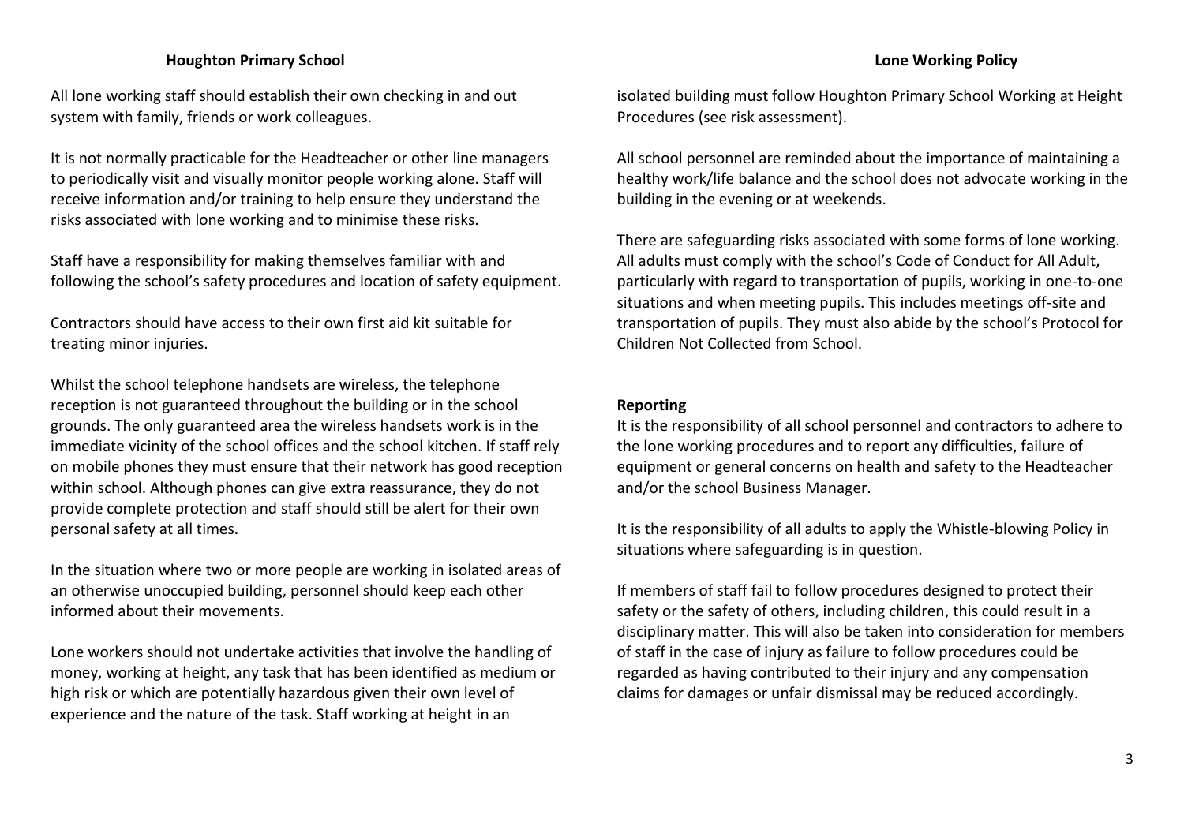All lone working staff should establish their own checking in and out system with family, friends or work colleagues.

It is not normally practicable for the Headteacher or other line managers to periodically visit and visually monitor people working alone. Staff will receive information and/or training to help ensure they understand the risks associated with lone working and to minimise these risks.

Staff have a responsibility for making themselves familiar with and following the school's safety procedures and location of safety equipment.

Contractors should have access to their own first aid kit suitable for treating minor injuries.

Whilst the school telephone handsets are wireless, the telephone reception is not guaranteed throughout the building or in the school grounds. The only guaranteed area the wireless handsets work is in the immediate vicinity of the school offices and the school kitchen. If staff rely on mobile phones they must ensure that their network has good reception within school. Although phones can give extra reassurance, they do not provide complete protection and staff should still be alert for their own personal safety at all times.

In the situation where two or more people are working in isolated areas of an otherwise unoccupied building, personnel should keep each other informed about their movements.

Lone workers should not undertake activities that involve the handling of money, working at height, any task that has been identified as medium or high risk or which are potentially hazardous given their own level of experience and the nature of the task. Staff working at height in an isolated building must follow Houghton Primary School Working at Height Procedures (see risk assessment).

All school personnel are reminded about the importance of maintaining a healthy work/life balance and the school does not advocate working in the building in the evening or at weekends.

There are safeguarding risks associated with some forms of lone working. All adults must comply with the school's Code of Conduct for All Adult, particularly with regard to transportation of pupils, working in one-to-one situations and when meeting pupils. This includes meetings off-site and transportation of pupils. They must also abide by the school's Protocol for Children Not Collected from School.

**Reporting**

It is the responsibility of all school personnel and contractors to adhere to the lone working procedures and to report any difficulties, failure of equipment or general concerns on health and safety to the Headteacher and/or the school Business Manager.

It is the responsibility of all adults to apply the Whistle-blowing Policy in situations where safeguarding is in question.

If members of staff fail to follow procedures designed to protect their safety or the safety of others, including children, this could result in a disciplinary matter. This will also be taken into consideration for members of staff in the case of injury as failure to follow procedures could be regarded as having contributed to their injury and any compensation claims for damages or unfair dismissal may be reduced accordingly.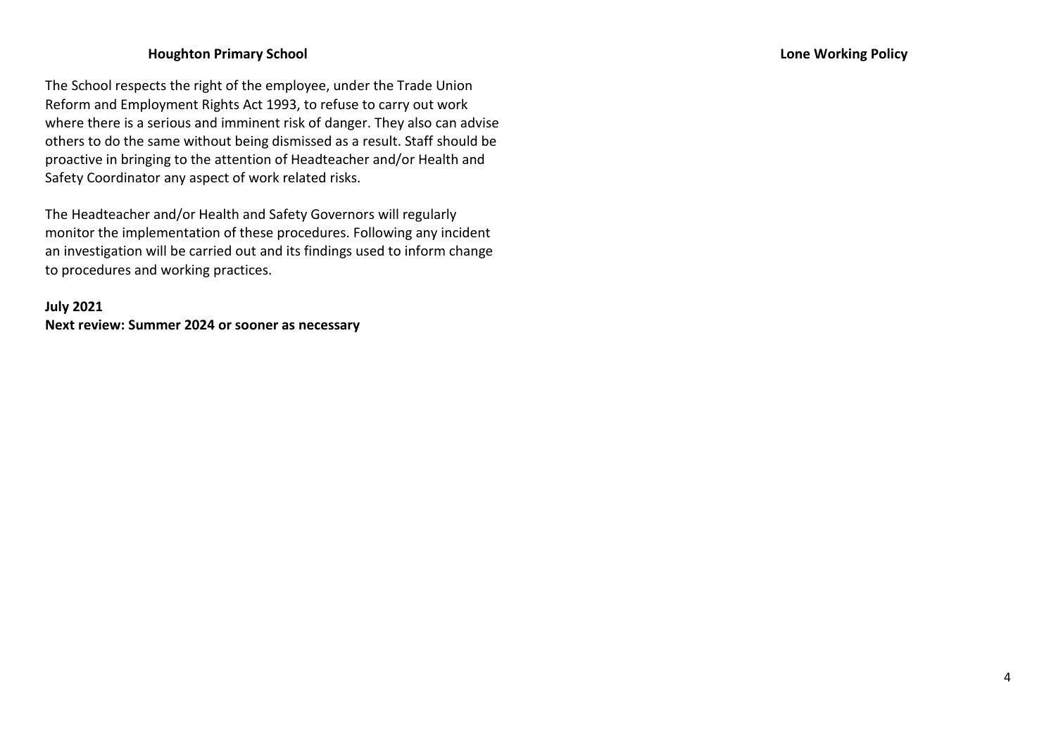The School respects the right of the employee, under the Trade Union Reform and Employment Rights Act 1993, to refuse to carry out work where there is a serious and imminent risk of danger. They also can advise others to do the same without being dismissed as a result. Staff should be proactive in bringing to the attention of Headteacher and/or Health and Safety Coordinator any aspect of work related risks.

The Headteacher and/or Health and Safety Governors will regularly monitor the implementation of these procedures. Following any incident an investigation will be carried out and its findings used to inform change to procedures and working practices.

**July 2021**
**Next review: Summer 2024 or sooner as necessary**